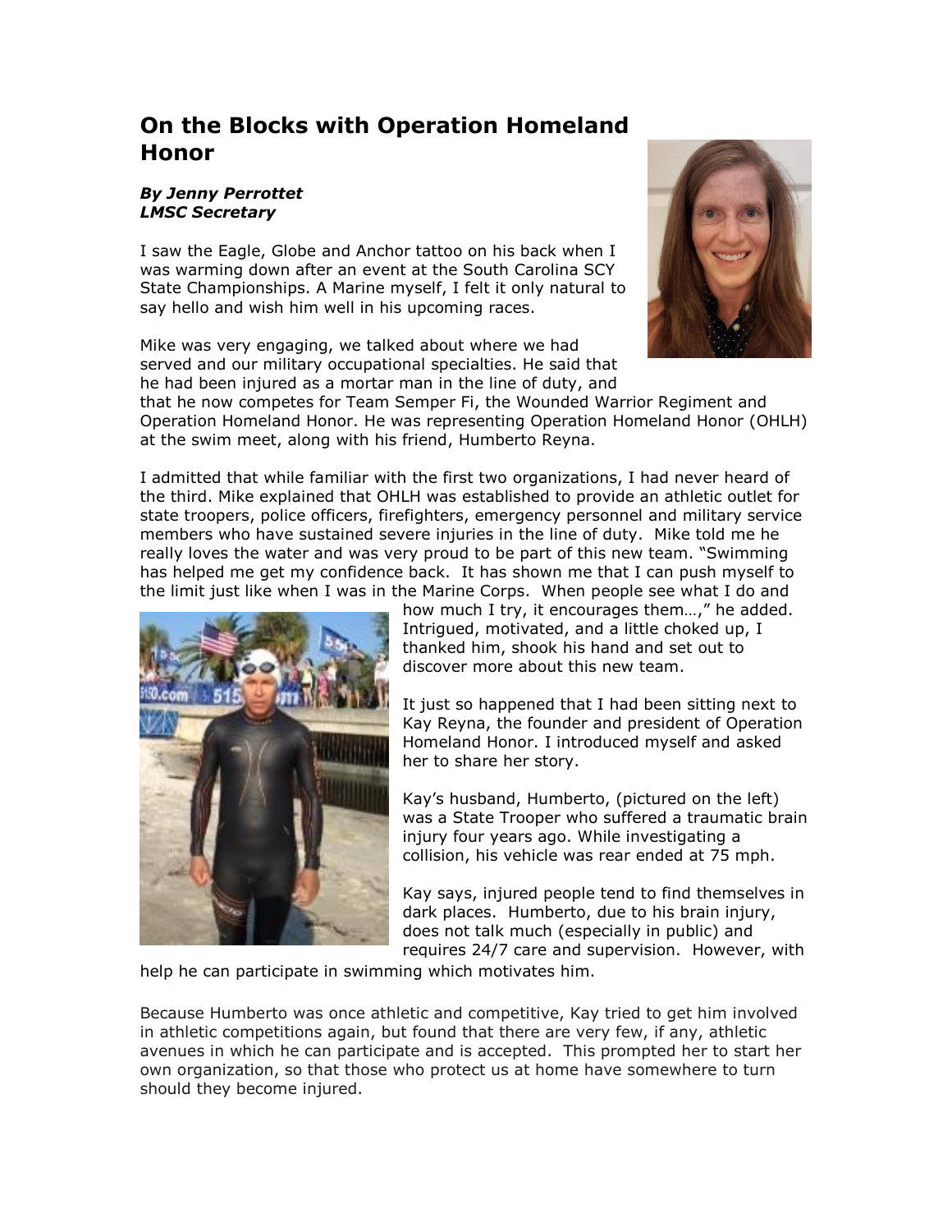# On the Blocks with Operation Homeland Honor

***By Jenny Perrottet***
***LMSC Secretary***

I saw the Eagle, Globe and Anchor tattoo on his back when I was warming down after an event at the South Carolina SCY State Championships. A Marine myself, I felt it only natural to say hello and wish him well in his upcoming races.

Mike was very engaging, we talked about where we had served and our military occupational specialties. He said that he had been injured as a mortar man in the line of duty, and that he now competes for Team Semper Fi, the Wounded Warrior Regiment and Operation Homeland Honor. He was representing Operation Homeland Honor (OHLH) at the swim meet, along with his friend, Humberto Reyna.

I admitted that while familiar with the first two organizations, I had never heard of the third. Mike explained that OHLH was established to provide an athletic outlet for state troopers, police officers, firefighters, emergency personnel and military service members who have sustained severe injuries in the line of duty. Mike told me he really loves the water and was very proud to be part of this new team. "Swimming has helped me get my confidence back. It has shown me that I can push myself to the limit just like when I was in the Marine Corps. When people see what I do and how much I try, it encourages them…," he added. Intrigued, motivated, and a little choked up, I thanked him, shook his hand and set out to discover more about this new team.

It just so happened that I had been sitting next to Kay Reyna, the founder and president of Operation Homeland Honor. I introduced myself and asked her to share her story.

Kay's husband, Humberto, (pictured on the left) was a State Trooper who suffered a traumatic brain injury four years ago. While investigating a collision, his vehicle was rear ended at 75 mph.

Kay says, injured people tend to find themselves in dark places. Humberto, due to his brain injury, does not talk much (especially in public) and requires 24/7 care and supervision. However, with help he can participate in swimming which motivates him.

Because Humberto was once athletic and competitive, Kay tried to get him involved in athletic competitions again, but found that there are very few, if any, athletic avenues in which he can participate and is accepted. This prompted her to start her own organization, so that those who protect us at home have somewhere to turn should they become injured.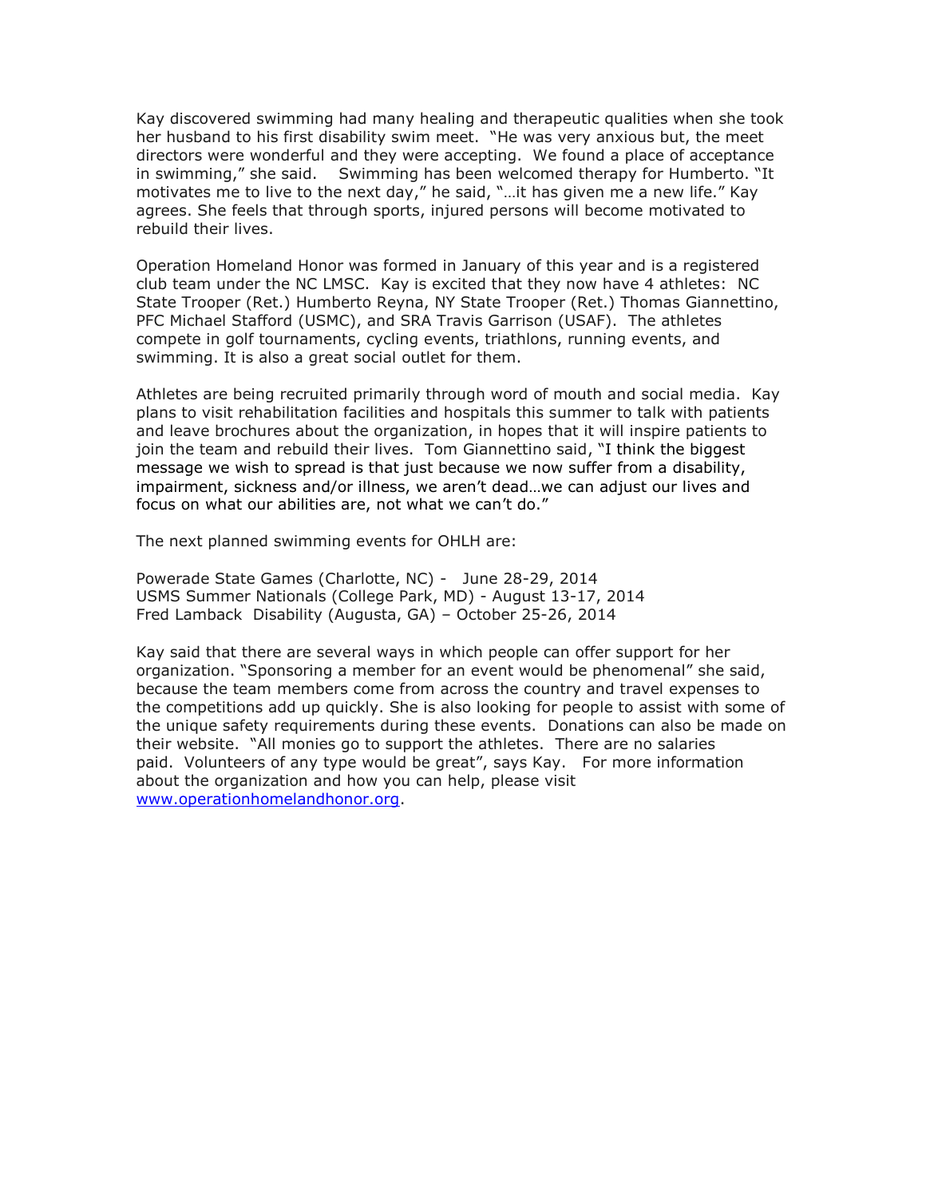Kay discovered swimming had many healing and therapeutic qualities when she took her husband to his first disability swim meet. "He was very anxious but, the meet directors were wonderful and they were accepting. We found a place of acceptance in swimming," she said. Swimming has been welcomed therapy for Humberto. "It motivates me to live to the next day," he said, "…it has given me a new life." Kay agrees. She feels that through sports, injured persons will become motivated to rebuild their lives.

Operation Homeland Honor was formed in January of this year and is a registered club team under the NC LMSC. Kay is excited that they now have 4 athletes: NC State Trooper (Ret.) Humberto Reyna, NY State Trooper (Ret.) Thomas Giannettino, PFC Michael Stafford (USMC), and SRA Travis Garrison (USAF). The athletes compete in golf tournaments, cycling events, triathlons, running events, and swimming. It is also a great social outlet for them.

Athletes are being recruited primarily through word of mouth and social media. Kay plans to visit rehabilitation facilities and hospitals this summer to talk with patients and leave brochures about the organization, in hopes that it will inspire patients to join the team and rebuild their lives. Tom Giannettino said, "I think the biggest message we wish to spread is that just because we now suffer from a disability, impairment, sickness and/or illness, we aren't dead…we can adjust our lives and focus on what our abilities are, not what we can't do."

The next planned swimming events for OHLH are:

Powerade State Games (Charlotte, NC) - June 28-29, 2014
USMS Summer Nationals (College Park, MD) - August 13-17, 2014
Fred Lamback Disability (Augusta, GA) – October 25-26, 2014

Kay said that there are several ways in which people can offer support for her organization. "Sponsoring a member for an event would be phenomenal" she said, because the team members come from across the country and travel expenses to the competitions add up quickly. She is also looking for people to assist with some of the unique safety requirements during these events. Donations can also be made on their website. "All monies go to support the athletes. There are no salaries paid. Volunteers of any type would be great", says Kay. For more information about the organization and how you can help, please visit [www.operationhomelandhonor.org](http://www.operationhomelandhonor.org).